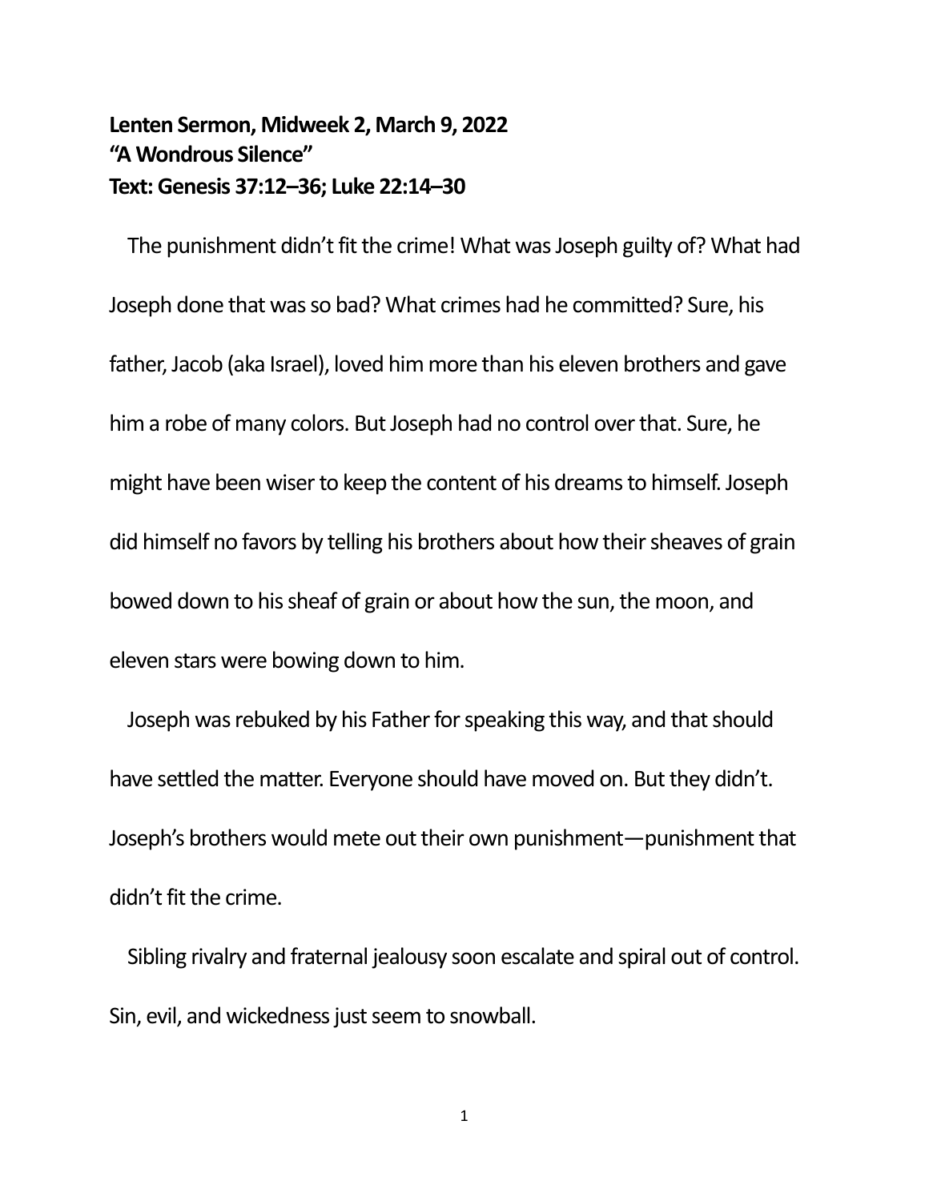**Lenten Sermon, Midweek 2, March 9, 2022**
**"A Wondrous Silence"**
**Text: Genesis 37:12–36; Luke 22:14–30**

The punishment didn't fit the crime! What was Joseph guilty of? What had Joseph done that was so bad? What crimes had he committed? Sure, his father, Jacob (aka Israel), loved him more than his eleven brothers and gave him a robe of many colors. But Joseph had no control over that. Sure, he might have been wiser to keep the content of his dreams to himself. Joseph did himself no favors by telling his brothers about how their sheaves of grain bowed down to his sheaf of grain or about how the sun, the moon, and eleven stars were bowing down to him.

Joseph was rebuked by his Father for speaking this way, and that should have settled the matter. Everyone should have moved on. But they didn't. Joseph's brothers would mete out their own punishment—punishment that didn't fit the crime.

Sibling rivalry and fraternal jealousy soon escalate and spiral out of control. Sin, evil, and wickedness just seem to snowball.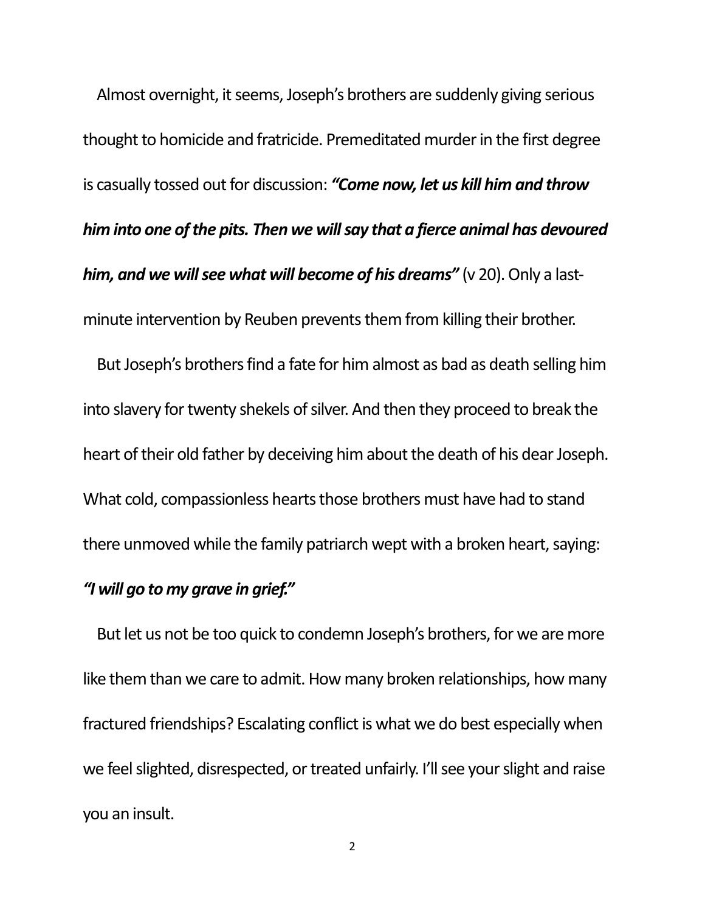Almost overnight, it seems, Joseph's brothers are suddenly giving serious thought to homicide and fratricide. Premeditated murder in the first degree is casually tossed out for discussion: ***"Come now, let us kill him and throw him into one of the pits. Then we will say that a fierce animal has devoured him, and we will see what will become of his dreams"*** (v 20). Only a last-minute intervention by Reuben prevents them from killing their brother.

But Joseph's brothers find a fate for him almost as bad as death selling him into slavery for twenty shekels of silver. And then they proceed to break the heart of their old father by deceiving him about the death of his dear Joseph. What cold, compassionless hearts those brothers must have had to stand there unmoved while the family patriarch wept with a broken heart, saying: ***"I will go to my grave in grief."***

But let us not be too quick to condemn Joseph's brothers, for we are more like them than we care to admit. How many broken relationships, how many fractured friendships? Escalating conflict is what we do best especially when we feel slighted, disrespected, or treated unfairly. I'll see your slight and raise you an insult.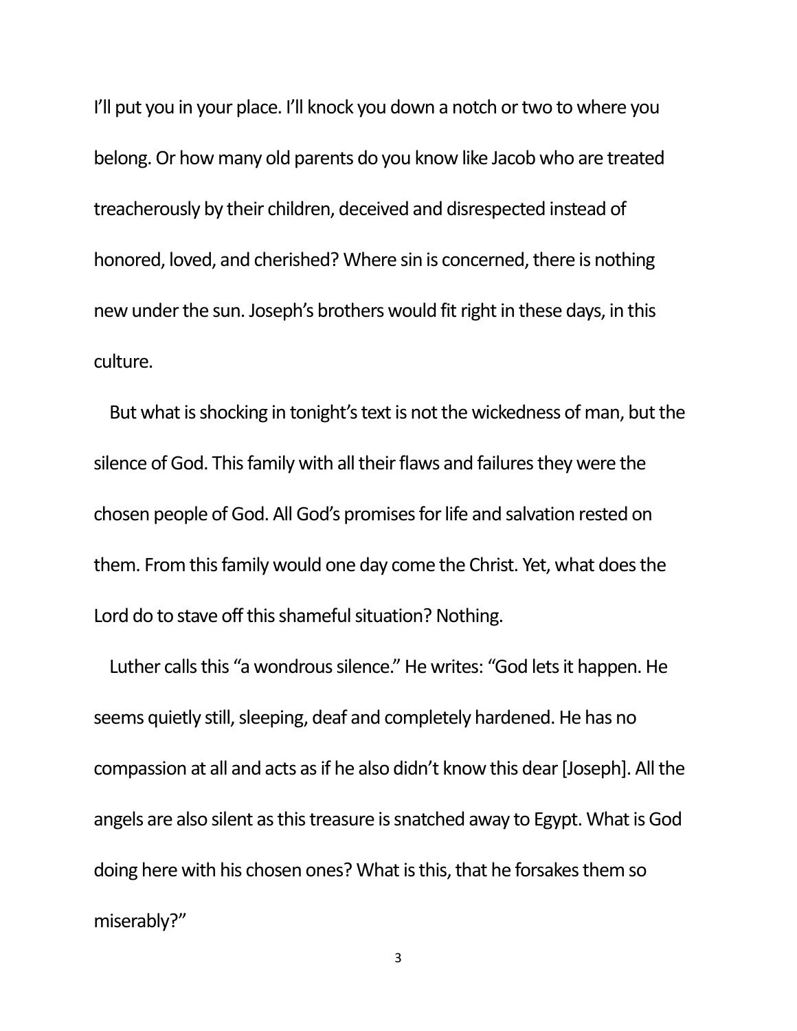I'll put you in your place. I'll knock you down a notch or two to where you belong. Or how many old parents do you know like Jacob who are treated treacherously by their children, deceived and disrespected instead of honored, loved, and cherished? Where sin is concerned, there is nothing new under the sun. Joseph's brothers would fit right in these days, in this culture.

But what is shocking in tonight's text is not the wickedness of man, but the silence of God. This family with all their flaws and failures they were the chosen people of God. All God's promises for life and salvation rested on them. From this family would one day come the Christ. Yet, what does the Lord do to stave off this shameful situation? Nothing.

Luther calls this "a wondrous silence." He writes: "God lets it happen. He seems quietly still, sleeping, deaf and completely hardened. He has no compassion at all and acts as if he also didn't know this dear [Joseph]. All the angels are also silent as this treasure is snatched away to Egypt. What is God doing here with his chosen ones? What is this, that he forsakes them so miserably?"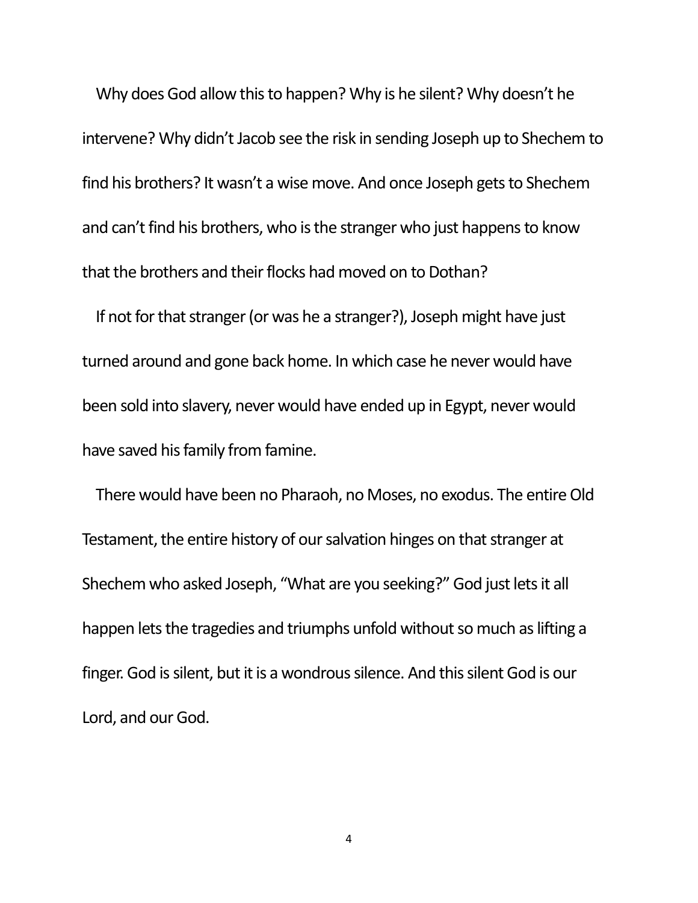Why does God allow this to happen? Why is he silent? Why doesn't he intervene? Why didn't Jacob see the risk in sending Joseph up to Shechem to find his brothers? It wasn't a wise move. And once Joseph gets to Shechem and can't find his brothers, who is the stranger who just happens to know that the brothers and their flocks had moved on to Dothan?

If not for that stranger (or was he a stranger?), Joseph might have just turned around and gone back home. In which case he never would have been sold into slavery, never would have ended up in Egypt, never would have saved his family from famine.

There would have been no Pharaoh, no Moses, no exodus. The entire Old Testament, the entire history of our salvation hinges on that stranger at Shechem who asked Joseph, "What are you seeking?" God just lets it all happen lets the tragedies and triumphs unfold without so much as lifting a finger. God is silent, but it is a wondrous silence. And this silent God is our Lord, and our God.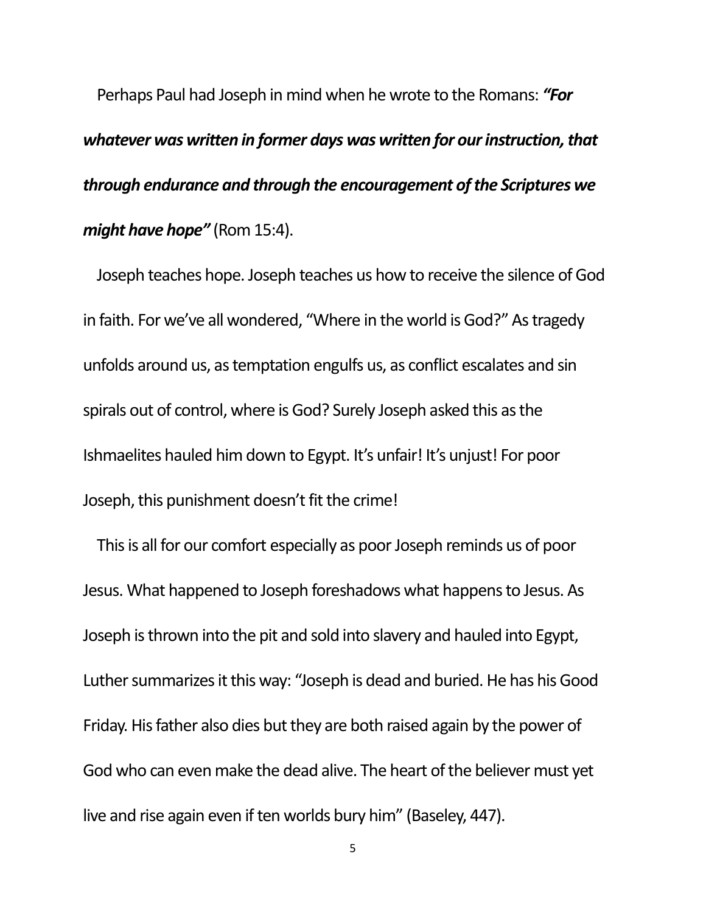Perhaps Paul had Joseph in mind when he wrote to the Romans: ***"For whatever was written in former days was written for our instruction, that through endurance and through the encouragement of the Scriptures we might have hope"*** (Rom 15:4).

Joseph teaches hope. Joseph teaches us how to receive the silence of God in faith. For we've all wondered, "Where in the world is God?" As tragedy unfolds around us, as temptation engulfs us, as conflict escalates and sin spirals out of control, where is God? Surely Joseph asked this as the Ishmaelites hauled him down to Egypt. It's unfair! It's unjust! For poor Joseph, this punishment doesn't fit the crime!

This is all for our comfort especially as poor Joseph reminds us of poor Jesus. What happened to Joseph foreshadows what happens to Jesus. As Joseph is thrown into the pit and sold into slavery and hauled into Egypt, Luther summarizes it this way: "Joseph is dead and buried. He has his Good Friday. His father also dies but they are both raised again by the power of God who can even make the dead alive. The heart of the believer must yet live and rise again even if ten worlds bury him" (Baseley, 447).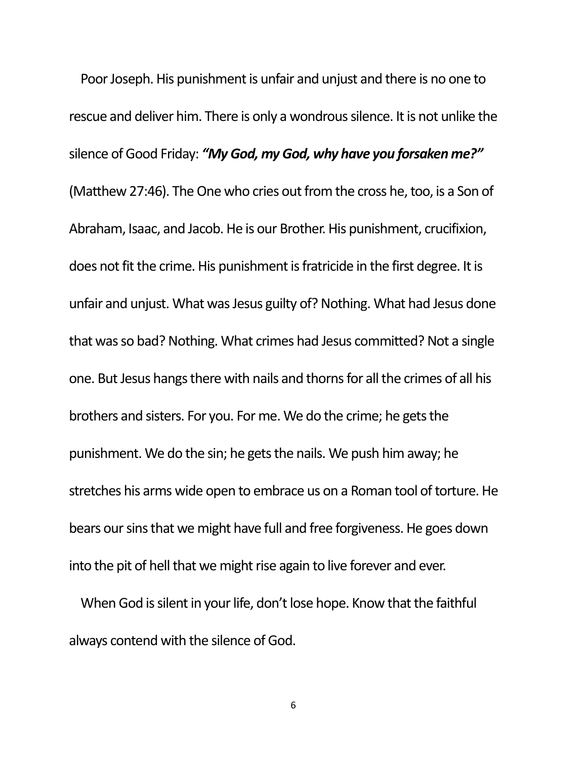Poor Joseph. His punishment is unfair and unjust and there is no one to rescue and deliver him. There is only a wondrous silence. It is not unlike the silence of Good Friday: ***"My God, my God, why have you forsaken me?"*** (Matthew 27:46). The One who cries out from the cross he, too, is a Son of Abraham, Isaac, and Jacob. He is our Brother. His punishment, crucifixion, does not fit the crime. His punishment is fratricide in the first degree. It is unfair and unjust. What was Jesus guilty of? Nothing. What had Jesus done that was so bad? Nothing. What crimes had Jesus committed? Not a single one. But Jesus hangs there with nails and thorns for all the crimes of all his brothers and sisters. For you. For me. We do the crime; he gets the punishment. We do the sin; he gets the nails. We push him away; he stretches his arms wide open to embrace us on a Roman tool of torture. He bears our sins that we might have full and free forgiveness. He goes down into the pit of hell that we might rise again to live forever and ever.

When God is silent in your life, don't lose hope. Know that the faithful always contend with the silence of God.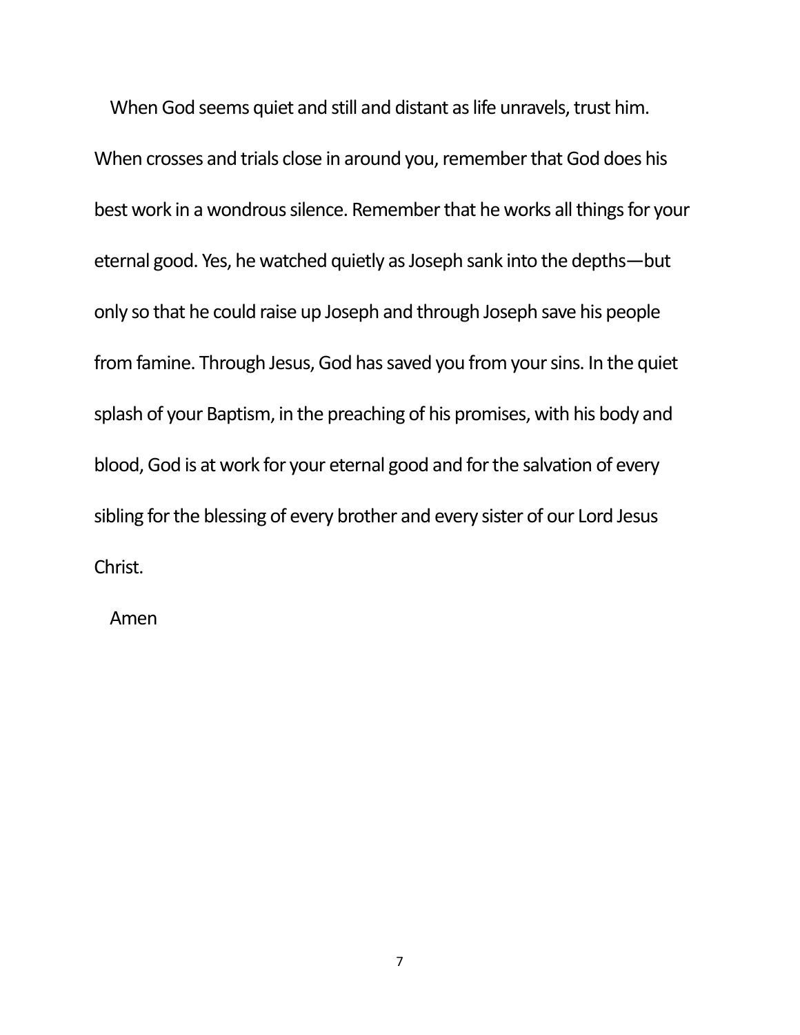When God seems quiet and still and distant as life unravels, trust him. When crosses and trials close in around you, remember that God does his best work in a wondrous silence. Remember that he works all things for your eternal good. Yes, he watched quietly as Joseph sank into the depths—but only so that he could raise up Joseph and through Joseph save his people from famine. Through Jesus, God has saved you from your sins. In the quiet splash of your Baptism, in the preaching of his promises, with his body and blood, God is at work for your eternal good and for the salvation of every sibling for the blessing of every brother and every sister of our Lord Jesus Christ.

Amen